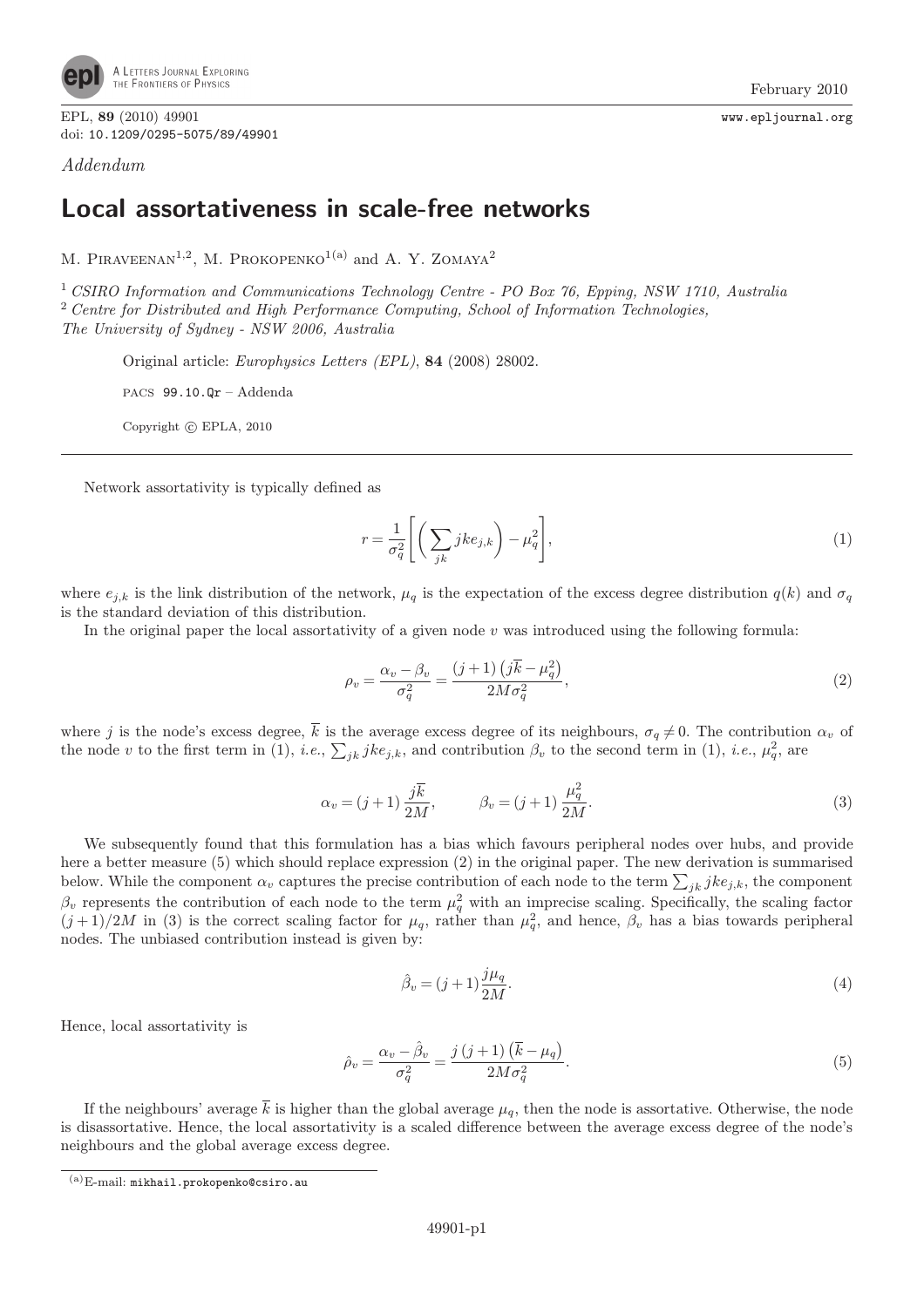*Addendum*

# Local assortativeness in scale-free networks

M. Piraveenan[1,2], M. Prokopenko[1(a)] and A. Y. Zomaya[2]

[1] *CSIRO Information and Communications Technology Centre - PO Box 76, Epping, NSW 1710, Australia*
[2] *Centre for Distributed and High Performance Computing, School of Information Technologies, The University of Sydney - NSW 2006, Australia*

Original article: *Europhysics Letters (EPL)*, **84** (2008) 28002.

PACS 99.10.Qr – Addenda

Copyright © EPLA, 2010

---

Network assortativity is typically defined as

$$r = \frac{1}{\sigma_q^2}\left[\left(\sum_{jk} jk e_{j,k}\right) - \mu_q^2\right], \tag{1}$$

where $e_{j,k}$ is the link distribution of the network, $\mu_q$ is the expectation of the excess degree distribution $q(k)$ and $\sigma_q$ is the standard deviation of this distribution.

In the original paper the local assortativity of a given node $v$ was introduced using the following formula:

$$\rho_v = \frac{\alpha_v - \beta_v}{\sigma_q^2} = \frac{(j+1)\left(j\overline{k} - \mu_q^2\right)}{2M\sigma_q^2}, \tag{2}$$

where $j$ is the node's excess degree, $\overline{k}$ is the average excess degree of its neighbours, $\sigma_q \neq 0$. The contribution $\alpha_v$ of the node $v$ to the first term in (1), *i.e.*, $\sum_{jk} jk e_{j,k}$, and contribution $\beta_v$ to the second term in (1), *i.e.*, $\mu_q^2$, are

$$\alpha_v = (j+1)\,\frac{j\overline{k}}{2M}, \qquad \beta_v = (j+1)\,\frac{\mu_q^2}{2M}. \tag{3}$$

We subsequently found that this formulation has a bias which favours peripheral nodes over hubs, and provide here a better measure (5) which should replace expression (2) in the original paper. The new derivation is summarised below. While the component $\alpha_v$ captures the precise contribution of each node to the term $\sum_{jk} jk e_{j,k}$, the component $\beta_v$ represents the contribution of each node to the term $\mu_q^2$ with an imprecise scaling. Specifically, the scaling factor $(j+1)/2M$ in (3) is the correct scaling factor for $\mu_q$, rather than $\mu_q^2$, and hence, $\beta_v$ has a bias towards peripheral nodes. The unbiased contribution instead is given by:

$$\hat{\beta}_v = (j+1)\frac{j\mu_q}{2M}. \tag{4}$$

Hence, local assortativity is

$$\hat{\rho}_v = \frac{\alpha_v - \hat{\beta}_v}{\sigma_q^2} = \frac{j\,(j+1)\left(\overline{k} - \mu_q\right)}{2M\sigma_q^2}. \tag{5}$$

If the neighbours' average $\overline{k}$ is higher than the global average $\mu_q$, then the node is assortative. Otherwise, the node is disassortative. Hence, the local assortativity is a scaled difference between the average excess degree of the node's neighbours and the global average excess degree.

---

(a) E-mail: mikhail.prokopenko@csiro.au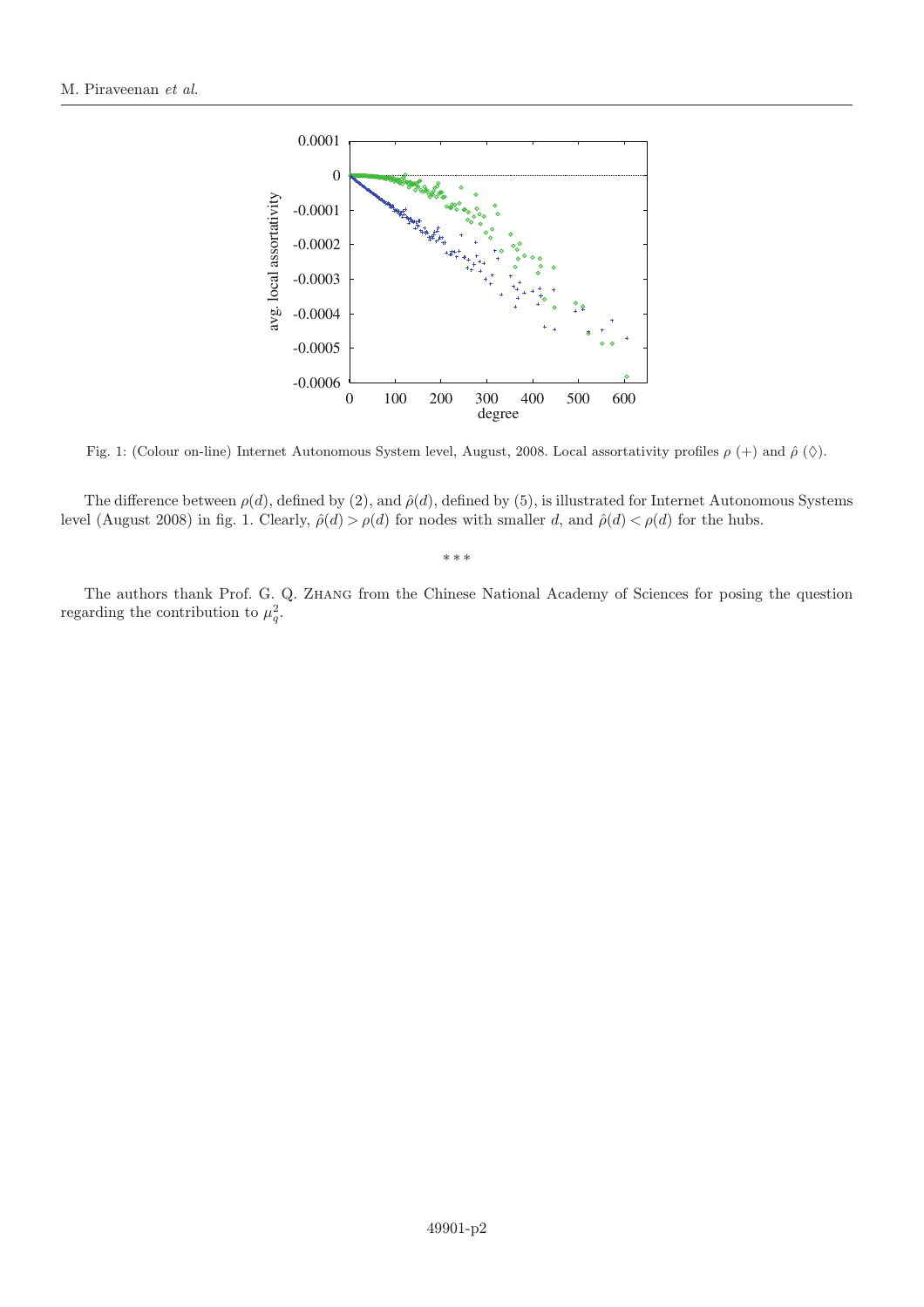0.0001
0
-0.0001
-0.0002
-0.0003
-0.0004
-0.0005
-0.0006
avg. local assortativity
0
100
200
300
400
500
600
degree

Fig. 1: (Colour on-line) Internet Autonomous System level, August, 2008. Local assortativity profiles $\rho$ (+) and $\hat{\rho}$ ($\Diamond$).

The difference between $\rho(d)$, defined by (2), and $\hat{\rho}(d)$, defined by (5), is illustrated for Internet Autonomous Systems level (August 2008) in fig. 1. Clearly, $\hat{\rho}(d) > \rho(d)$ for nodes with smaller $d$, and $\hat{\rho}(d) < \rho(d)$ for the hubs.

\* \* \*

The authors thank Prof. G. Q. Zhang from the Chinese National Academy of Sciences for posing the question regarding the contribution to $\mu_q^2$.